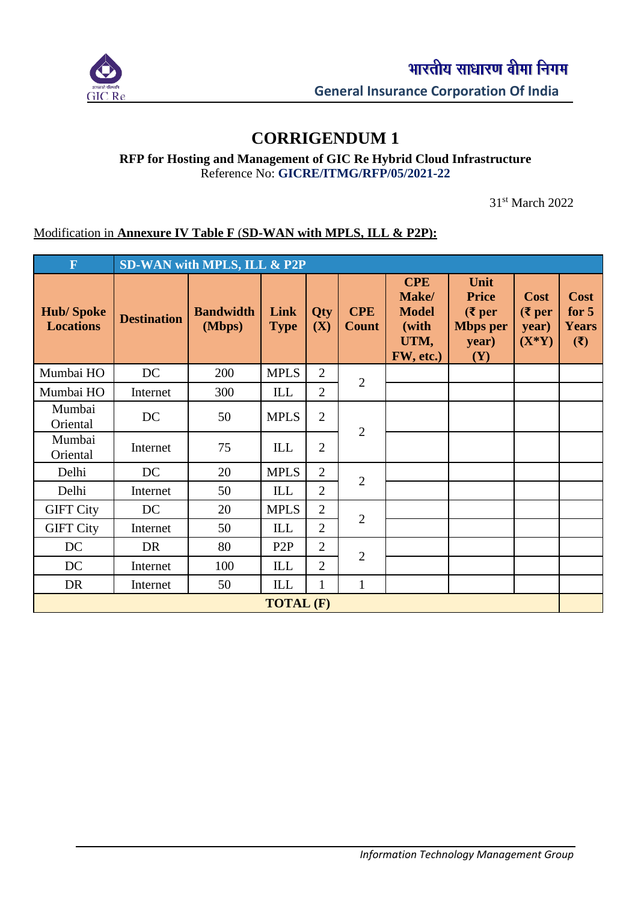# CORRIGENDUM 1

**RFP for Hosting and Management of GIC Re Hybrid Cloud Infrastructure**
Reference No: **GICRE/ITMG/RFP/05/2021-22**

31st March 2022

Modification in **Annexure IV Table F** (**SD-WAN with MPLS, ILL & P2P):**

| F | SD-WAN with MPLS, ILL & P2P | | | | | | | | |
|---|---|---|---|---|---|---|---|---|---|
| **Hub/ Spoke Locations** | **Destination** | **Bandwidth (Mbps)** | **Link Type** | **Qty (X)** | **CPE Count** | **CPE Make/ Model (with UTM, FW, etc.)** | **Unit Price (₹ per Mbps per year) (Y)** | **Cost (₹ per year) (X\*Y)** | **Cost for 5 Years (₹)** |
| Mumbai HO | DC | 200 | MPLS | 2 | 2 | | | | |
| Mumbai HO | Internet | 300 | ILL | 2 | | | | | |
| Mumbai Oriental | DC | 50 | MPLS | 2 | 2 | | | | |
| Mumbai Oriental | Internet | 75 | ILL | 2 | | | | | |
| Delhi | DC | 20 | MPLS | 2 | 2 | | | | |
| Delhi | Internet | 50 | ILL | 2 | | | | | |
| GIFT City | DC | 20 | MPLS | 2 | 2 | | | | |
| GIFT City | Internet | 50 | ILL | 2 | | | | | |
| DC | DR | 80 | P2P | 2 | 2 | | | | |
| DC | Internet | 100 | ILL | 2 | | | | | |
| DR | Internet | 50 | ILL | 1 | 1 | | | | |
| **TOTAL (F)** | | | | | | | | | |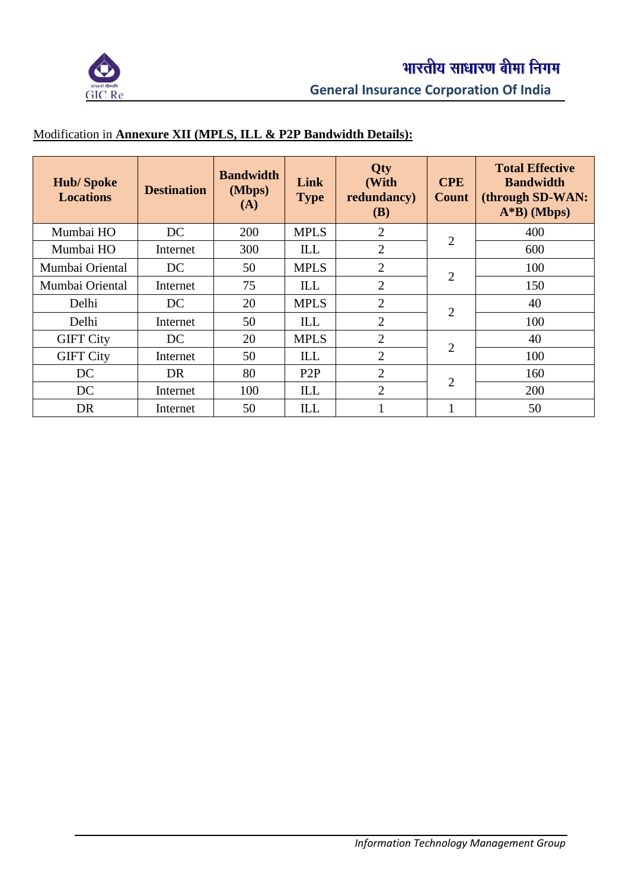Modification in **Annexure XII (MPLS, ILL & P2P Bandwidth Details):**

| Hub/ Spoke Locations | Destination | Bandwidth (Mbps) (A) | Link Type | Qty (With redundancy) (B) | CPE Count | Total Effective Bandwidth (through SD-WAN: A*B) (Mbps) |
|---|---|---|---|---|---|---|
| Mumbai HO | DC | 200 | MPLS | 2 | 2 | 400 |
| Mumbai HO | Internet | 300 | ILL | 2 | | 600 |
| Mumbai Oriental | DC | 50 | MPLS | 2 | 2 | 100 |
| Mumbai Oriental | Internet | 75 | ILL | 2 | | 150 |
| Delhi | DC | 20 | MPLS | 2 | 2 | 40 |
| Delhi | Internet | 50 | ILL | 2 | | 100 |
| GIFT City | DC | 20 | MPLS | 2 | 2 | 40 |
| GIFT City | Internet | 50 | ILL | 2 | | 100 |
| DC | DR | 80 | P2P | 2 | 2 | 160 |
| DC | Internet | 100 | ILL | 2 | | 200 |
| DR | Internet | 50 | ILL | 1 | 1 | 50 |